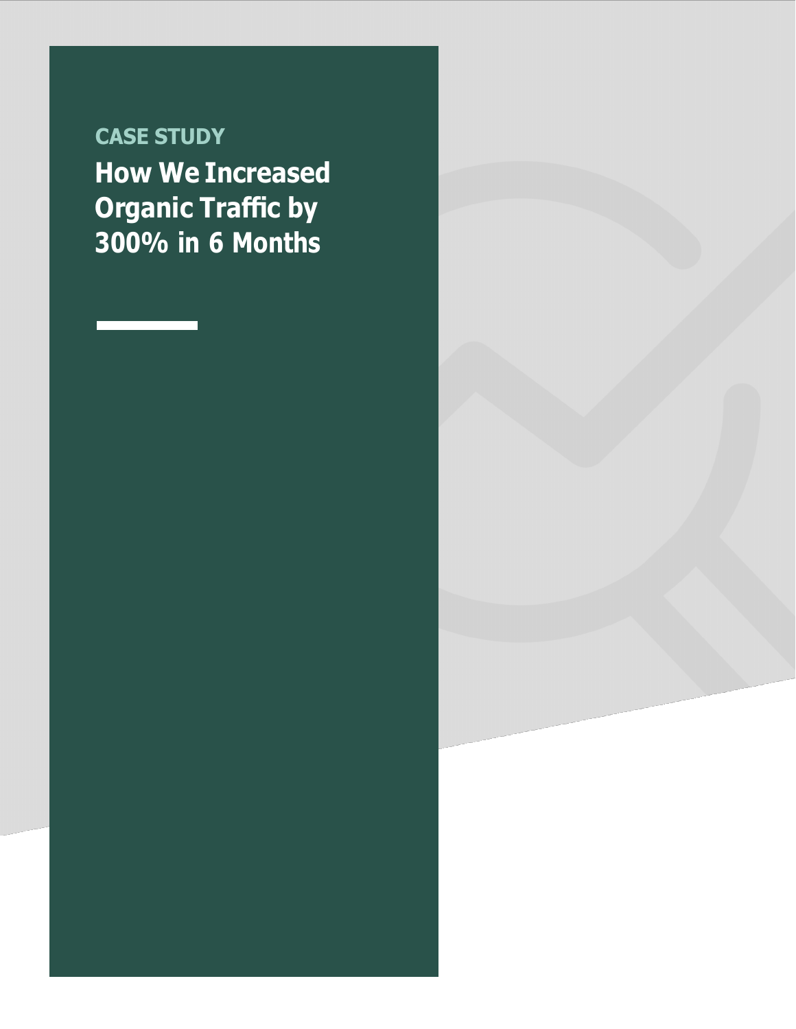CASE STUDY

# How We Increased Organic Traffic by 300% in 6 Months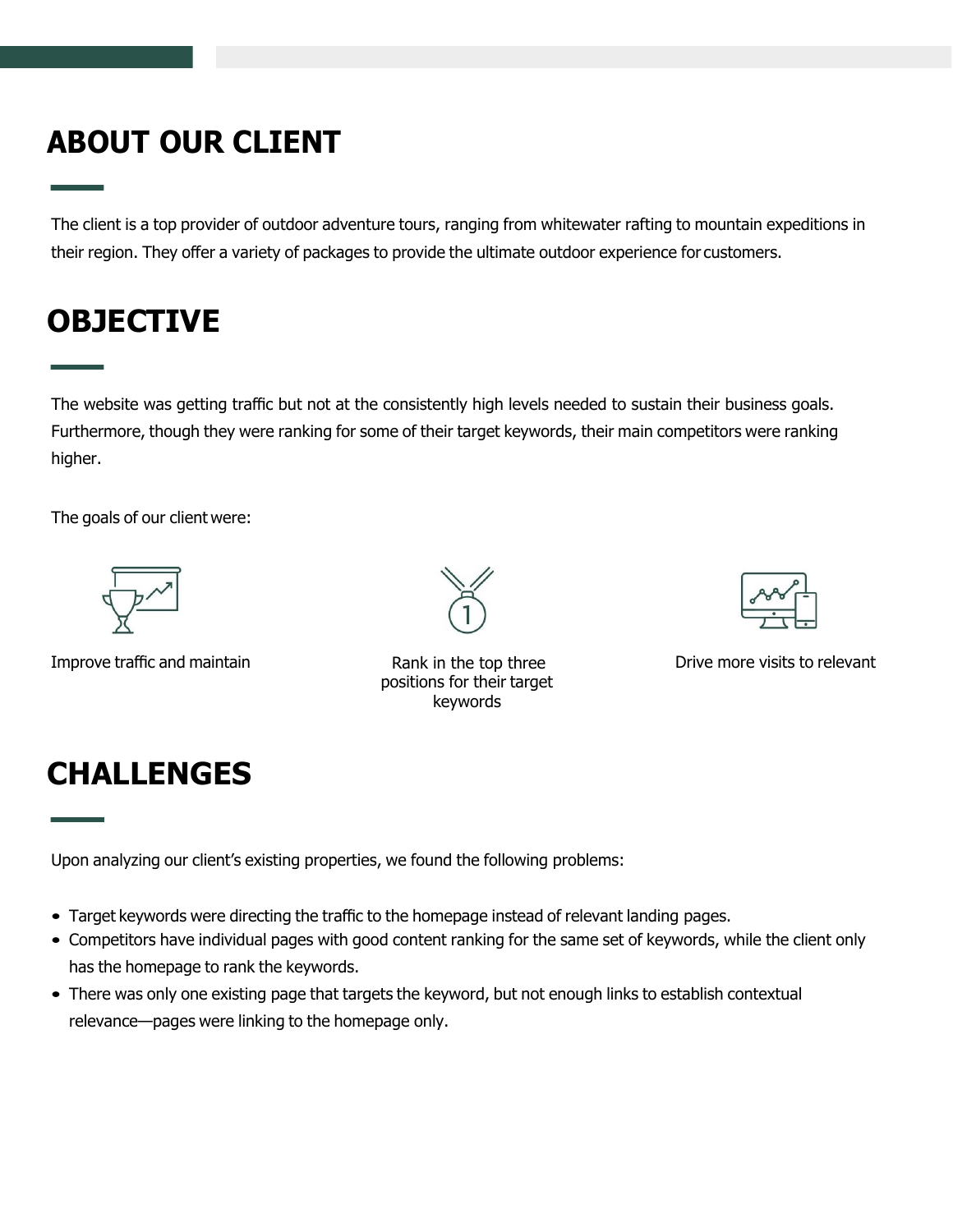## ABOUT OUR CLIENT

The client is a top provider of outdoor adventure tours, ranging from whitewater rafting to mountain expeditions in their region. They offer a variety of packages to provide the ultimate outdoor experience for customers.

## OBJECTIVE

The website was getting traffic but not at the consistently high levels needed to sustain their business goals. Furthermore, though they were ranking for some of their target keywords, their main competitors were ranking higher.

The goals of our client were:

- Improve traffic and maintain
- Rank in the top three positions for their target keywords
- Drive more visits to relevant

## CHALLENGES

Upon analyzing our client's existing properties, we found the following problems:

- Target keywords were directing the traffic to the homepage instead of relevant landing pages.
- Competitors have individual pages with good content ranking for the same set of keywords, while the client only has the homepage to rank the keywords.
- There was only one existing page that targets the keyword, but not enough links to establish contextual relevance—pages were linking to the homepage only.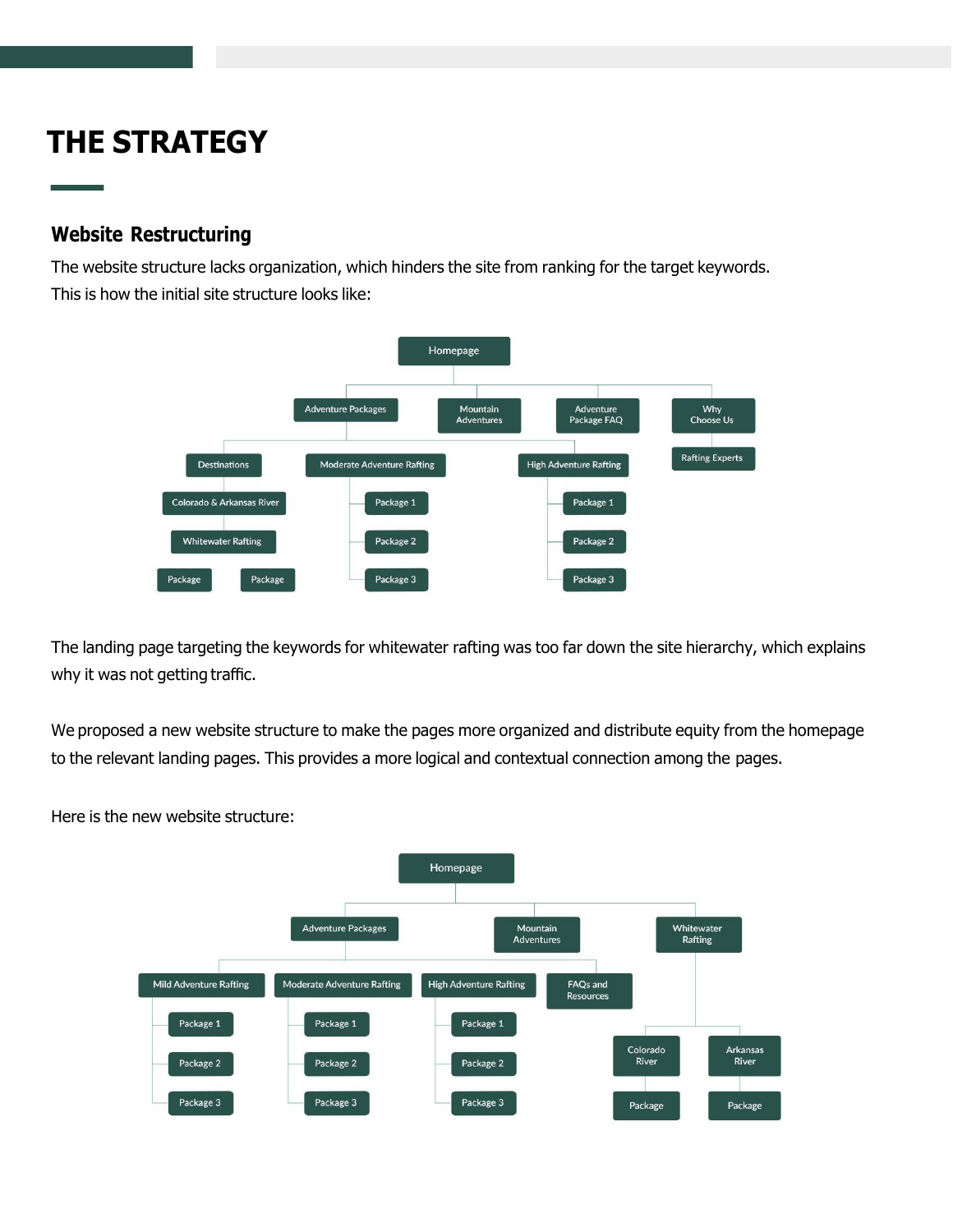# THE STRATEGY

## Website Restructuring

The website structure lacks organization, which hinders the site from ranking for the target keywords. This is how the initial site structure looks like:

- Homepage
  - Adventure Packages
    - Destinations
      - Colorado & Arkansas River
        - Whitewater Rafting
          - Package
          - Package
    - Moderate Adventure Rafting
      - Package 1
      - Package 2
      - Package 3
    - High Adventure Rafting
      - Package 1
      - Package 2
      - Package 3
  - Mountain Adventures
  - Adventure Package FAQ
  - Why Choose Us
    - Rafting Experts

The landing page targeting the keywords for whitewater rafting was too far down the site hierarchy, which explains why it was not getting traffic.

We proposed a new website structure to make the pages more organized and distribute equity from the homepage to the relevant landing pages. This provides a more logical and contextual connection among the pages.

Here is the new website structure:

- Homepage
  - Adventure Packages
    - Mild Adventure Rafting
      - Package 1
      - Package 2
      - Package 3
    - Moderate Adventure Rafting
      - Package 1
      - Package 2
      - Package 3
    - High Adventure Rafting
      - Package 1
      - Package 2
      - Package 3
    - FAQs and Resources
  - Mountain Adventures
  - Whitewater Rafting
    - Colorado River
      - Package
    - Arkansas River
      - Package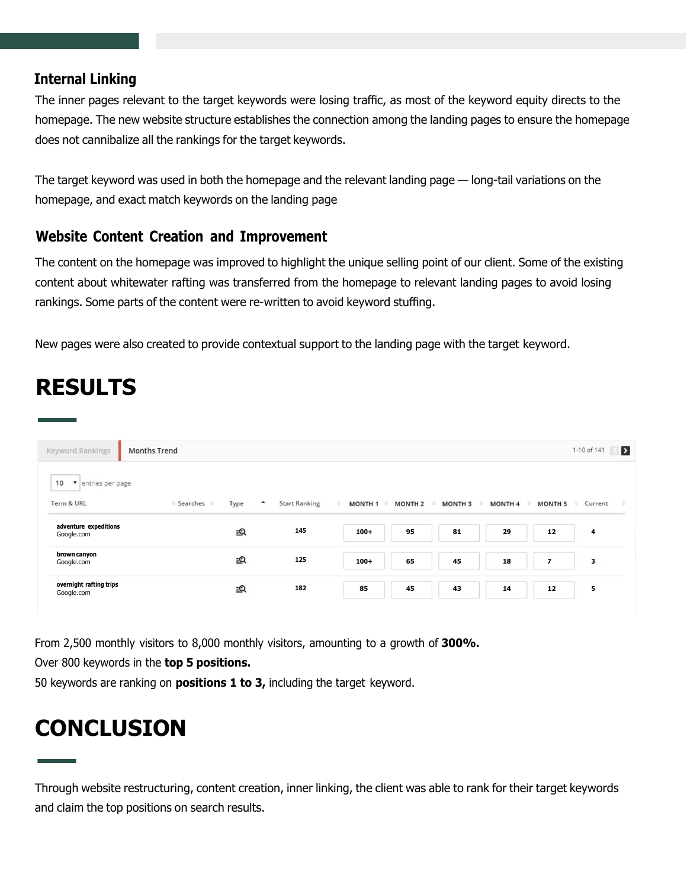### Internal Linking

The inner pages relevant to the target keywords were losing traffic, as most of the keyword equity directs to the homepage. The new website structure establishes the connection among the landing pages to ensure the homepage does not cannibalize all the rankings for the target keywords.

The target keyword was used in both the homepage and the relevant landing page — long-tail variations on the homepage, and exact match keywords on the landing page

### Website Content Creation and Improvement

The content on the homepage was improved to highlight the unique selling point of our client. Some of the existing content about whitewater rafting was transferred from the homepage to relevant landing pages to avoid losing rankings. Some parts of the content were re-written to avoid keyword stuffing.

New pages were also created to provide contextual support to the landing page with the target keyword.

# RESULTS

Keyword Rankings | Months Trend | 1-10 of 141

10 entries per page

| Term & URL | Searches | Type | Start Ranking | MONTH 1 | MONTH 2 | MONTH 3 | MONTH 4 | MONTH 5 | Current |
|---|---|---|---|---|---|---|---|---|---|
| adventure expeditions Google.com | | | 145 | 100+ | 95 | 81 | 29 | 12 | 4 |
| brown canyon Google.com | | | 125 | 100+ | 65 | 45 | 18 | 7 | 3 |
| overnight rafting trips Google.com | | | 182 | 85 | 45 | 43 | 14 | 12 | 5 |

From 2,500 monthly visitors to 8,000 monthly visitors, amounting to a growth of **300%.**
Over 800 keywords in the **top 5 positions.**
50 keywords are ranking on **positions 1 to 3,** including the target keyword.

# CONCLUSION

Through website restructuring, content creation, inner linking, the client was able to rank for their target keywords and claim the top positions on search results.